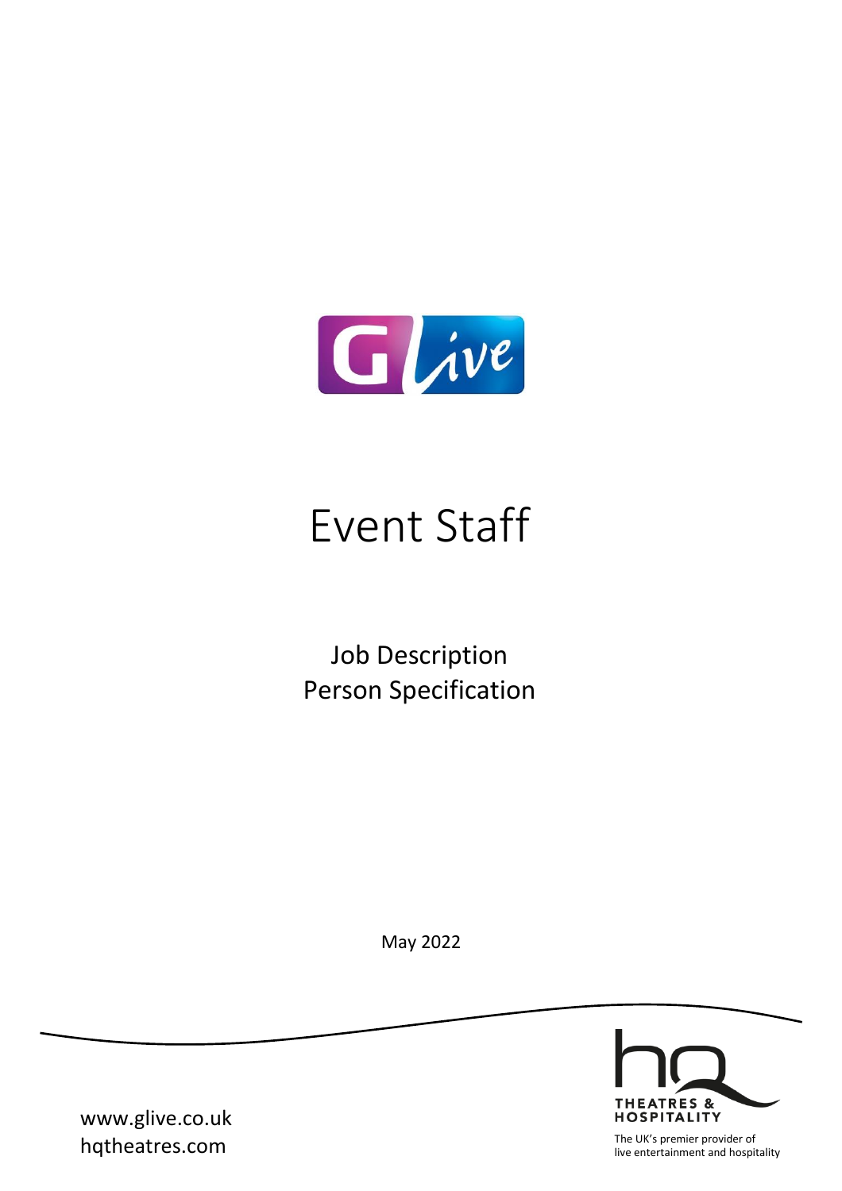# Event Staff

## Job Description
## Person Specification

May 2022

www.glive.co.uk
hqtheatres.com

THEATRES & HOSPITALITY

The UK's premier provider of live entertainment and hospitality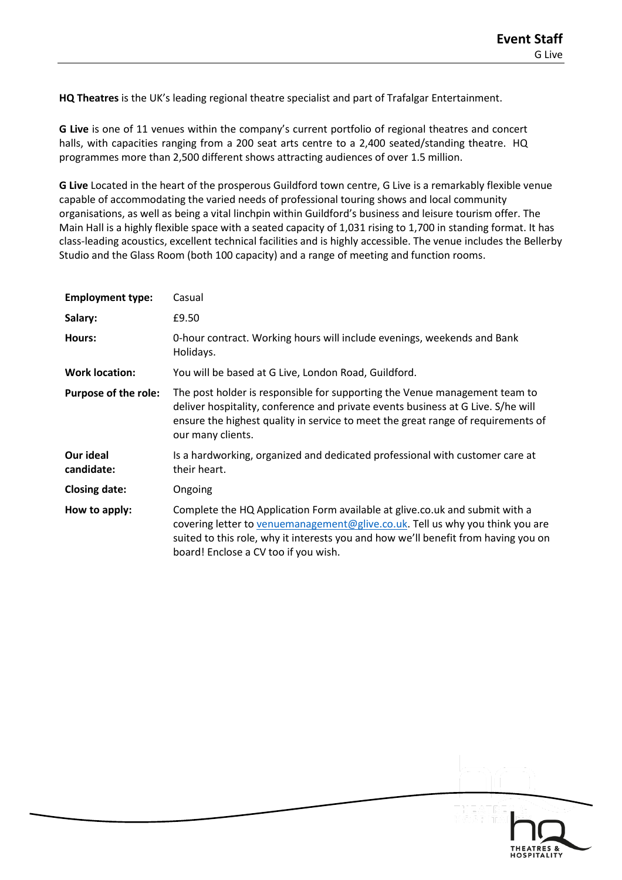# Event Staff

G Live

**HQ Theatres** is the UK's leading regional theatre specialist and part of Trafalgar Entertainment.

**G Live** is one of 11 venues within the company's current portfolio of regional theatres and concert halls, with capacities ranging from a 200 seat arts centre to a 2,400 seated/standing theatre. HQ programmes more than 2,500 different shows attracting audiences of over 1.5 million.

**G Live** Located in the heart of the prosperous Guildford town centre, G Live is a remarkably flexible venue capable of accommodating the varied needs of professional touring shows and local community organisations, as well as being a vital linchpin within Guildford's business and leisure tourism offer. The Main Hall is a highly flexible space with a seated capacity of 1,031 rising to 1,700 in standing format. It has class-leading acoustics, excellent technical facilities and is highly accessible. The venue includes the Bellerby Studio and the Glass Room (both 100 capacity) and a range of meeting and function rooms.

| | |
|---|---|
| **Employment type:** | Casual |
| **Salary:** | £9.50 |
| **Hours:** | 0-hour contract. Working hours will include evenings, weekends and Bank Holidays. |
| **Work location:** | You will be based at G Live, London Road, Guildford. |
| **Purpose of the role:** | The post holder is responsible for supporting the Venue management team to deliver hospitality, conference and private events business at G Live. S/he will ensure the highest quality in service to meet the great range of requirements of our many clients. |
| **Our ideal candidate:** | Is a hardworking, organized and dedicated professional with customer care at their heart. |
| **Closing date:** | Ongoing |
| **How to apply:** | Complete the HQ Application Form available at glive.co.uk and submit with a covering letter to venuemanagement@glive.co.uk. Tell us why you think you are suited to this role, why it interests you and how we'll benefit from having you on board! Enclose a CV too if you wish. |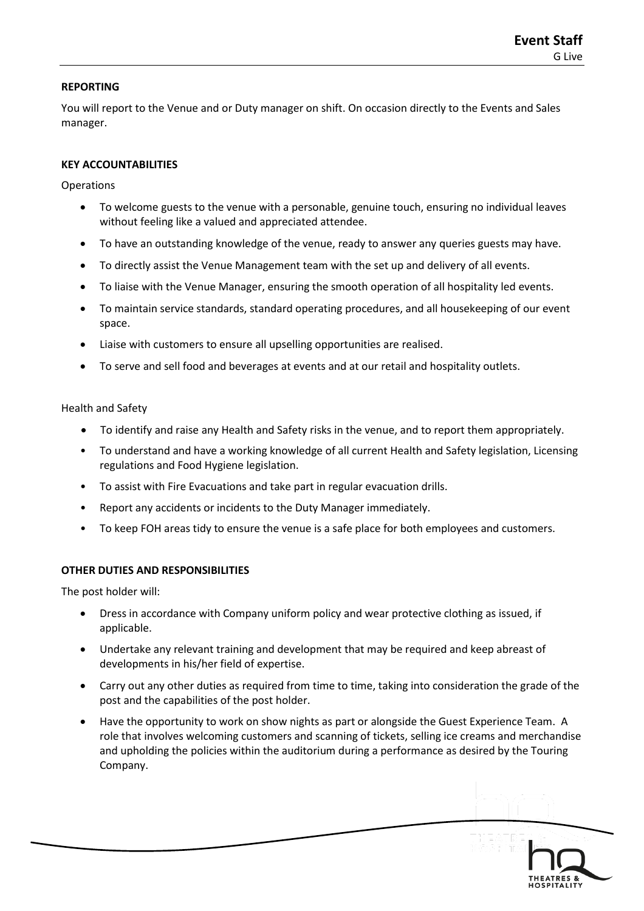## REPORTING

You will report to the Venue and or Duty manager on shift. On occasion directly to the Events and Sales manager.

## KEY ACCOUNTABILITIES

Operations

- To welcome guests to the venue with a personable, genuine touch, ensuring no individual leaves without feeling like a valued and appreciated attendee.
- To have an outstanding knowledge of the venue, ready to answer any queries guests may have.
- To directly assist the Venue Management team with the set up and delivery of all events.
- To liaise with the Venue Manager, ensuring the smooth operation of all hospitality led events.
- To maintain service standards, standard operating procedures, and all housekeeping of our event space.
- Liaise with customers to ensure all upselling opportunities are realised.
- To serve and sell food and beverages at events and at our retail and hospitality outlets.

Health and Safety

- To identify and raise any Health and Safety risks in the venue, and to report them appropriately.
- To understand and have a working knowledge of all current Health and Safety legislation, Licensing regulations and Food Hygiene legislation.
- To assist with Fire Evacuations and take part in regular evacuation drills.
- Report any accidents or incidents to the Duty Manager immediately.
- To keep FOH areas tidy to ensure the venue is a safe place for both employees and customers.

## OTHER DUTIES AND RESPONSIBILITIES

The post holder will:

- Dress in accordance with Company uniform policy and wear protective clothing as issued, if applicable.
- Undertake any relevant training and development that may be required and keep abreast of developments in his/her field of expertise.
- Carry out any other duties as required from time to time, taking into consideration the grade of the post and the capabilities of the post holder.
- Have the opportunity to work on show nights as part or alongside the Guest Experience Team. A role that involves welcoming customers and scanning of tickets, selling ice creams and merchandise and upholding the policies within the auditorium during a performance as desired by the Touring Company.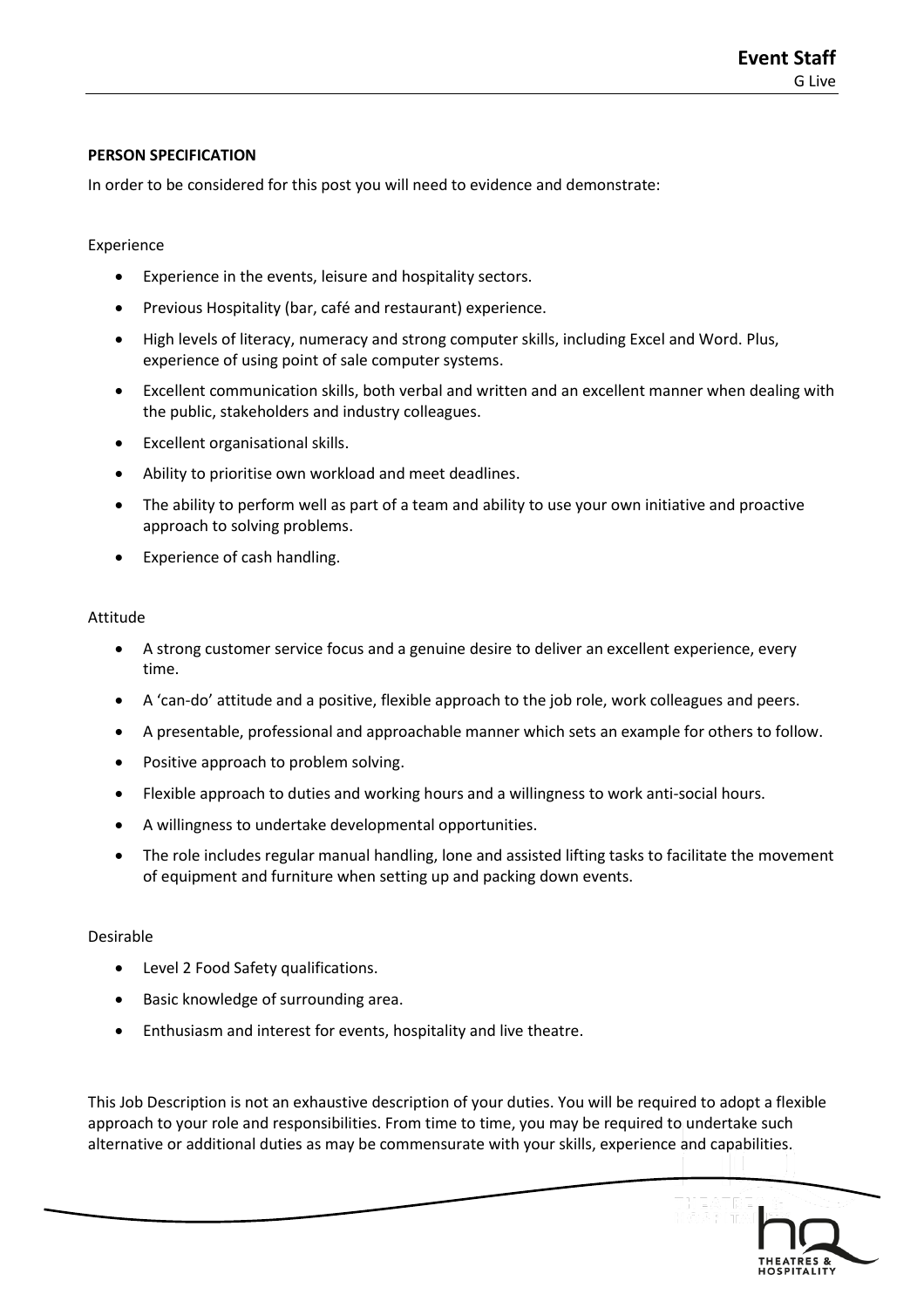**PERSON SPECIFICATION**

In order to be considered for this post you will need to evidence and demonstrate:

Experience

- Experience in the events, leisure and hospitality sectors.
- Previous Hospitality (bar, café and restaurant) experience.
- High levels of literacy, numeracy and strong computer skills, including Excel and Word. Plus, experience of using point of sale computer systems.
- Excellent communication skills, both verbal and written and an excellent manner when dealing with the public, stakeholders and industry colleagues.
- Excellent organisational skills.
- Ability to prioritise own workload and meet deadlines.
- The ability to perform well as part of a team and ability to use your own initiative and proactive approach to solving problems.
- Experience of cash handling.

Attitude

- A strong customer service focus and a genuine desire to deliver an excellent experience, every time.
- A 'can-do' attitude and a positive, flexible approach to the job role, work colleagues and peers.
- A presentable, professional and approachable manner which sets an example for others to follow.
- Positive approach to problem solving.
- Flexible approach to duties and working hours and a willingness to work anti-social hours.
- A willingness to undertake developmental opportunities.
- The role includes regular manual handling, lone and assisted lifting tasks to facilitate the movement of equipment and furniture when setting up and packing down events.

Desirable

- Level 2 Food Safety qualifications.
- Basic knowledge of surrounding area.
- Enthusiasm and interest for events, hospitality and live theatre.

This Job Description is not an exhaustive description of your duties. You will be required to adopt a flexible approach to your role and responsibilities. From time to time, you may be required to undertake such alternative or additional duties as may be commensurate with your skills, experience and capabilities.